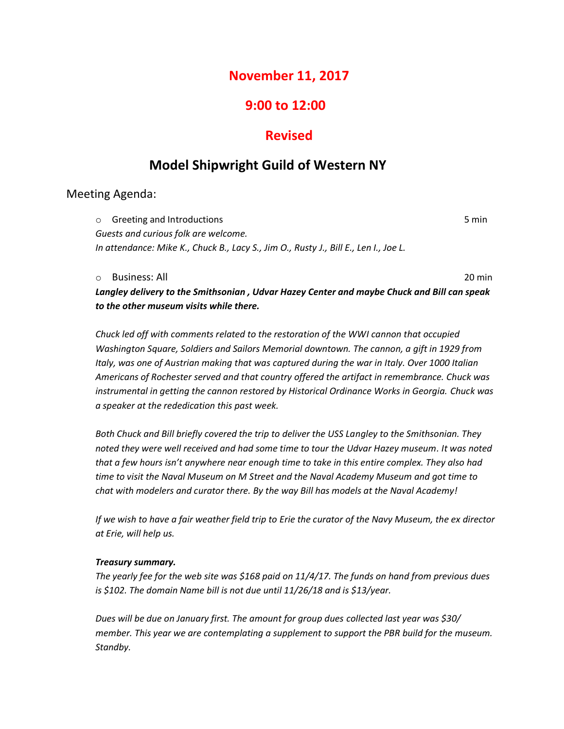# November 11, 2017

# 9:00 to 12:00

# Revised

# Model Shipwright Guild of Western NY

## Meeting Agenda:

- Greeting and Introductions 5 min

*Guests and curious folk are welcome.*
*In attendance: Mike K., Chuck B., Lacy S., Jim O., Rusty J., Bill E., Len I., Joe L.*

- Business: All 20 min

***Langley delivery to the Smithsonian , Udvar Hazey Center and maybe Chuck and Bill can speak to the other museum visits while there.***

*Chuck led off with comments related to the restoration of the WWI cannon that occupied Washington Square, Soldiers and Sailors Memorial downtown. The cannon, a gift in 1929 from Italy, was one of Austrian making that was captured during the war in Italy. Over 1000 Italian Americans of Rochester served and that country offered the artifact in remembrance. Chuck was instrumental in getting the cannon restored by Historical Ordinance Works in Georgia. Chuck was a speaker at the rededication this past week.*

*Both Chuck and Bill briefly covered the trip to deliver the USS Langley to the Smithsonian. They noted they were well received and had some time to tour the Udvar Hazey museum. It was noted that a few hours isn't anywhere near enough time to take in this entire complex. They also had time to visit the Naval Museum on M Street and the Naval Academy Museum and got time to chat with modelers and curator there. By the way Bill has models at the Naval Academy!*

*If we wish to have a fair weather field trip to Erie the curator of the Navy Museum, the ex director at Erie, will help us.*

***Treasury summary.***

*The yearly fee for the web site was $168 paid on 11/4/17. The funds on hand from previous dues is $102. The domain Name bill is not due until 11/26/18 and is $13/year.*

*Dues will be due on January first. The amount for group dues collected last year was $30/ member. This year we are contemplating a supplement to support the PBR build for the museum. Standby.*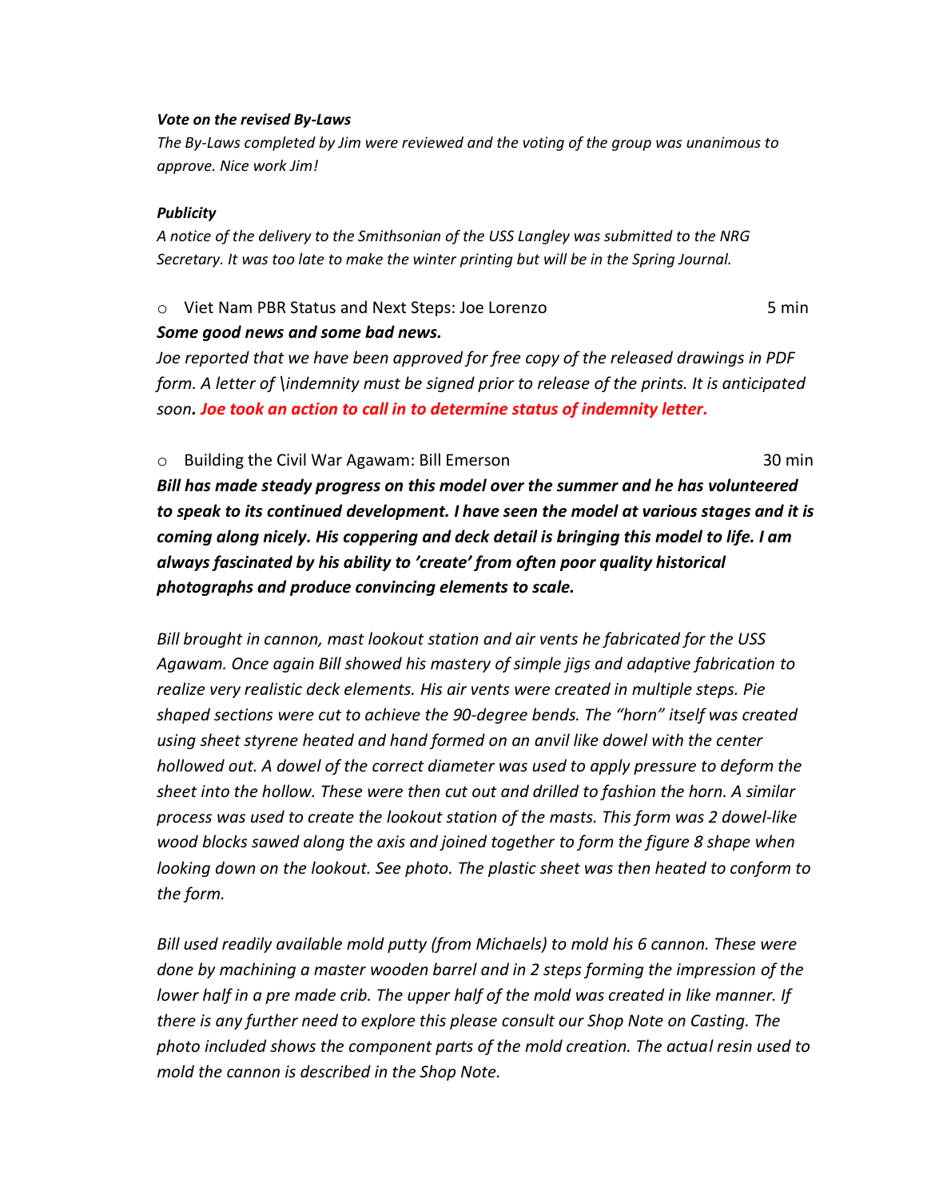***Vote on the revised By-Laws***

*The By-Laws completed by Jim were reviewed and the voting of the group was unanimous to approve. Nice work Jim!*

***Publicity***

*A notice of the delivery to the Smithsonian of the USS Langley was submitted to the NRG Secretary. It was too late to make the winter printing but will be in the Spring Journal.*

- Viet Nam PBR Status and Next Steps: Joe Lorenzo 5 min

***Some good news and some bad news.***

*Joe reported that we have been approved for free copy of the released drawings in PDF form. A letter of \indemnity must be signed prior to release of the prints. It is anticipated soon.* ***Joe took an action to call in to determine status of indemnity letter.***

- Building the Civil War Agawam: Bill Emerson 30 min

***Bill has made steady progress on this model over the summer and he has volunteered to speak to its continued development. I have seen the model at various stages and it is coming along nicely. His coppering and deck detail is bringing this model to life. I am always fascinated by his ability to 'create' from often poor quality historical photographs and produce convincing elements to scale.***

*Bill brought in cannon, mast lookout station and air vents he fabricated for the USS Agawam. Once again Bill showed his mastery of simple jigs and adaptive fabrication to realize very realistic deck elements. His air vents were created in multiple steps. Pie shaped sections were cut to achieve the 90-degree bends. The "horn" itself was created using sheet styrene heated and hand formed on an anvil like dowel with the center hollowed out. A dowel of the correct diameter was used to apply pressure to deform the sheet into the hollow. These were then cut out and drilled to fashion the horn. A similar process was used to create the lookout station of the masts. This form was 2 dowel-like wood blocks sawed along the axis and joined together to form the figure 8 shape when looking down on the lookout. See photo. The plastic sheet was then heated to conform to the form.*

*Bill used readily available mold putty (from Michaels) to mold his 6 cannon. These were done by machining a master wooden barrel and in 2 steps forming the impression of the lower half in a pre made crib. The upper half of the mold was created in like manner. If there is any further need to explore this please consult our Shop Note on Casting. The photo included shows the component parts of the mold creation. The actual resin used to mold the cannon is described in the Shop Note.*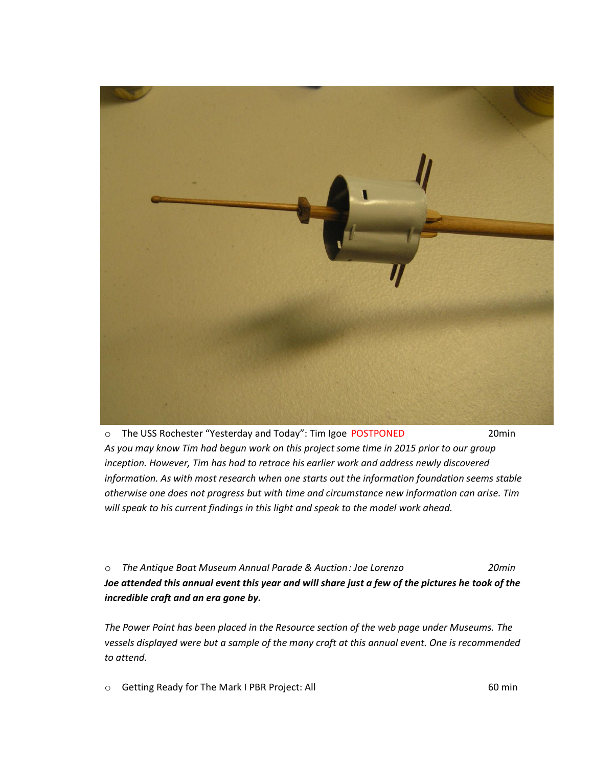- The USS Rochester “Yesterday and Today”: Tim Igoe POSTPONED 20min

*As you may know Tim had begun work on this project some time in 2015 prior to our group inception. However, Tim has had to retrace his earlier work and address newly discovered information. As with most research when one starts out the information foundation seems stable otherwise one does not progress but with time and circumstance new information can arise. Tim will speak to his current findings in this light and speak to the model work ahead.*

- *The Antique Boat Museum Annual Parade & Auction : Joe Lorenzo* *20min*

***Joe attended this annual event this year and will share just a few of the pictures he took of the incredible craft and an era gone by.***

*The Power Point has been placed in the Resource section of the web page under Museums. The vessels displayed were but a sample of the many craft at this annual event. One is recommended to attend.*

- Getting Ready for The Mark I PBR Project: All 60 min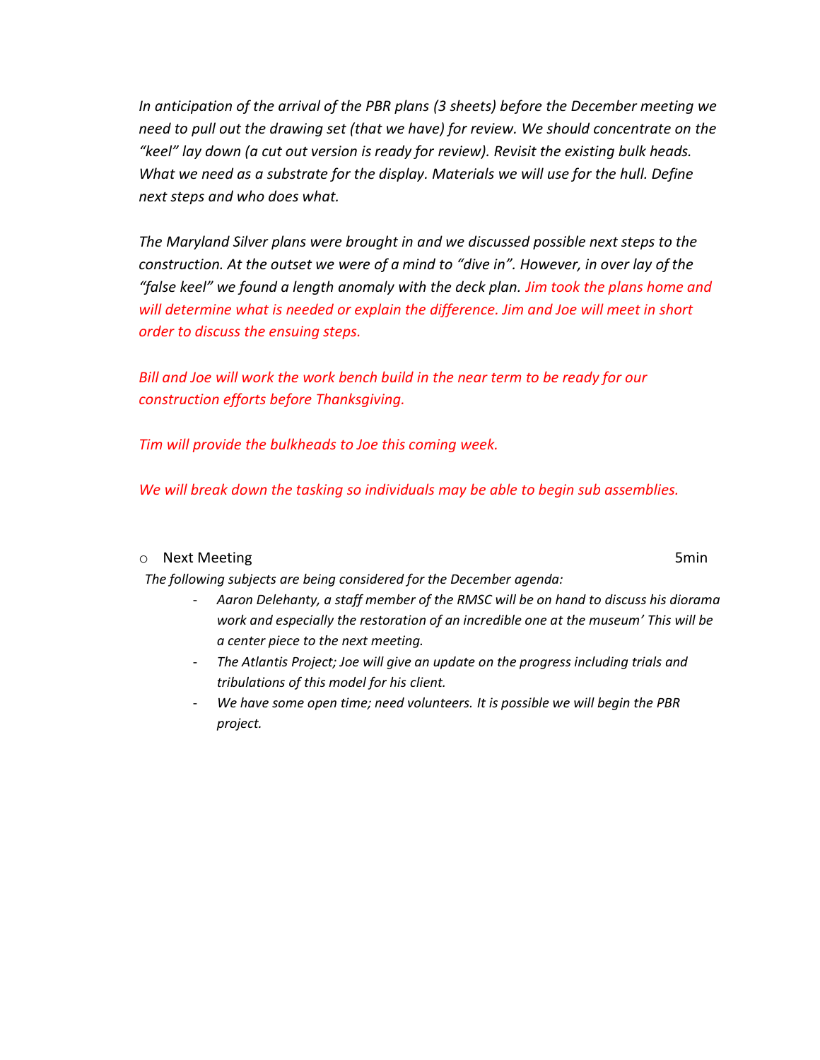*In anticipation of the arrival of the PBR plans (3 sheets) before the December meeting we need to pull out the drawing set (that we have) for review. We should concentrate on the "keel" lay down (a cut out version is ready for review). Revisit the existing bulk heads. What we need as a substrate for the display. Materials we will use for the hull. Define next steps and who does what.*

*The Maryland Silver plans were brought in and we discussed possible next steps to the construction. At the outset we were of a mind to "dive in". However, in over lay of the "false keel" we found a length anomaly with the deck plan. Jim took the plans home and will determine what is needed or explain the difference. Jim and Joe will meet in short order to discuss the ensuing steps.*

*Bill and Joe will work the work bench build in the near term to be ready for our construction efforts before Thanksgiving.*

*Tim will provide the bulkheads to Joe this coming week.*

*We will break down the tasking so individuals may be able to begin sub assemblies.*

- Next Meeting 5min

*The following subjects are being considered for the December agenda:*

- *Aaron Delehanty, a staff member of the RMSC will be on hand to discuss his diorama work and especially the restoration of an incredible one at the museum' This will be a center piece to the next meeting.*
- *The Atlantis Project; Joe will give an update on the progress including trials and tribulations of this model for his client.*
- *We have some open time; need volunteers. It is possible we will begin the PBR project.*